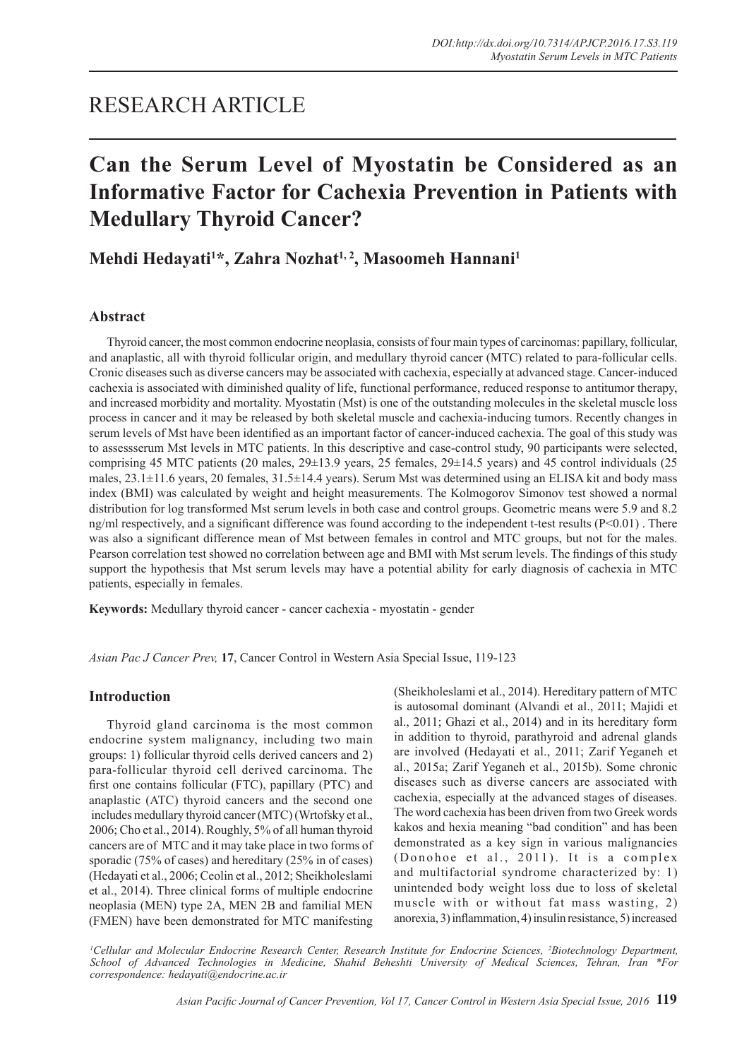# RESEARCH ARTICLE

# Can the Serum Level of Myostatin be Considered as an Informative Factor for Cachexia Prevention in Patients with Medullary Thyroid Cancer?

**Mehdi Hedayati[1]\*, Zahra Nozhat[1, 2], Masoomeh Hannani[1]**

## Abstract

Thyroid cancer, the most common endocrine neoplasia, consists of four main types of carcinomas: papillary, follicular, and anaplastic, all with thyroid follicular origin, and medullary thyroid cancer (MTC) related to para-follicular cells. Cronic diseases such as diverse cancers may be associated with cachexia, especially at advanced stage. Cancer-induced cachexia is associated with diminished quality of life, functional performance, reduced response to antitumor therapy, and increased morbidity and mortality. Myostatin (Mst) is one of the outstanding molecules in the skeletal muscle loss process in cancer and it may be released by both skeletal muscle and cachexia-inducing tumors. Recently changes in serum levels of Mst have been identified as an important factor of cancer-induced cachexia. The goal of this study was to assessserum Mst levels in MTC patients. In this descriptive and case-control study, 90 participants were selected, comprising 45 MTC patients (20 males, 29±13.9 years, 25 females, 29±14.5 years) and 45 control individuals (25 males, 23.1±11.6 years, 20 females, 31.5±14.4 years). Serum Mst was determined using an ELISA kit and body mass index (BMI) was calculated by weight and height measurements. The Kolmogorov Simonov test showed a normal distribution for log transformed Mst serum levels in both case and control groups. Geometric means were 5.9 and 8.2 ng/ml respectively, and a significant difference was found according to the independent t-test results (P<0.01) . There was also a significant difference mean of Mst between females in control and MTC groups, but not for the males. Pearson correlation test showed no correlation between age and BMI with Mst serum levels. The findings of this study support the hypothesis that Mst serum levels may have a potential ability for early diagnosis of cachexia in MTC patients, especially in females.

**Keywords:** Medullary thyroid cancer - cancer cachexia - myostatin - gender

*Asian Pac J Cancer Prev,* **17**, Cancer Control in Western Asia Special Issue, 119-123

## Introduction

Thyroid gland carcinoma is the most common endocrine system malignancy, including two main groups: 1) follicular thyroid cells derived cancers and 2) para-follicular thyroid cell derived carcinoma. The first one contains follicular (FTC), papillary (PTC) and anaplastic (ATC) thyroid cancers and the second one includes medullary thyroid cancer (MTC) (Wrtofsky et al., 2006; Cho et al., 2014). Roughly, 5% of all human thyroid cancers are of MTC and it may take place in two forms of sporadic (75% of cases) and hereditary (25% in of cases) (Hedayati et al., 2006; Ceolin et al., 2012; Sheikholeslami et al., 2014). Three clinical forms of multiple endocrine neoplasia (MEN) type 2A, MEN 2B and familial MEN (FMEN) have been demonstrated for MTC manifesting (Sheikholeslami et al., 2014). Hereditary pattern of MTC is autosomal dominant (Alvandi et al., 2011; Majidi et al., 2011; Ghazi et al., 2014) and in its hereditary form in addition to thyroid, parathyroid and adrenal glands are involved (Hedayati et al., 2011; Zarif Yeganeh et al., 2015a; Zarif Yeganeh et al., 2015b). Some chronic diseases such as diverse cancers are associated with cachexia, especially at the advanced stages of diseases. The word cachexia has been driven from two Greek words kakos and hexia meaning "bad condition" and has been demonstrated as a key sign in various malignancies (Donohoe et al., 2011). It is a complex and multifactorial syndrome characterized by: 1) unintended body weight loss due to loss of skeletal muscle with or without fat mass wasting, 2) anorexia, 3) inflammation, 4) insulin resistance, 5) increased

*[1]Cellular and Molecular Endocrine Research Center, Research Institute for Endocrine Sciences, [2]Biotechnology Department, School of Advanced Technologies in Medicine, Shahid Beheshti University of Medical Sciences, Tehran, Iran \*For correspondence: hedayati@endocrine.ac.ir*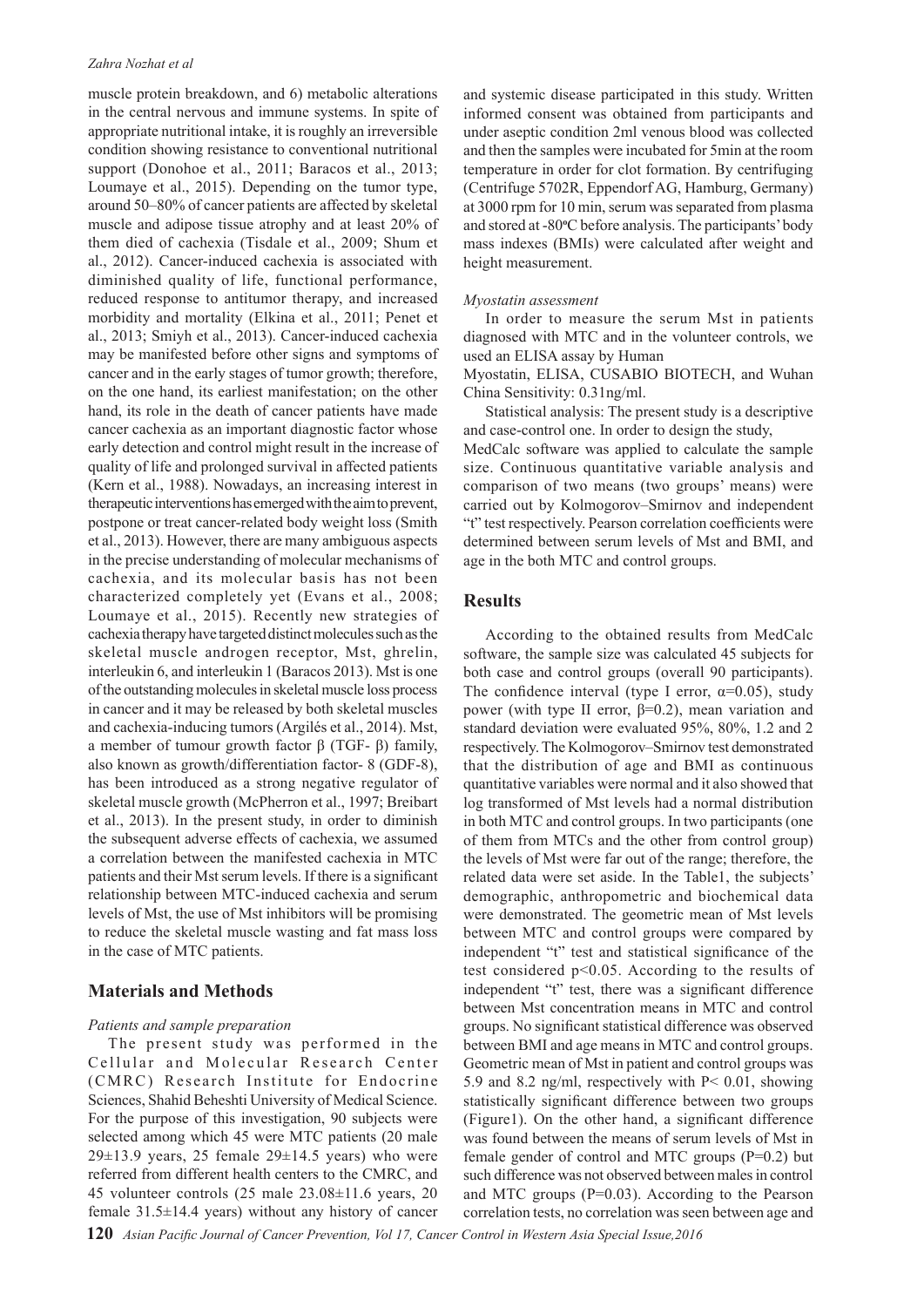muscle protein breakdown, and 6) metabolic alterations in the central nervous and immune systems. In spite of appropriate nutritional intake, it is roughly an irreversible condition showing resistance to conventional nutritional support (Donohoe et al., 2011; Baracos et al., 2013; Loumaye et al., 2015). Depending on the tumor type, around 50–80% of cancer patients are affected by skeletal muscle and adipose tissue atrophy and at least 20% of them died of cachexia (Tisdale et al., 2009; Shum et al., 2012). Cancer-induced cachexia is associated with diminished quality of life, functional performance, reduced response to antitumor therapy, and increased morbidity and mortality (Elkina et al., 2011; Penet et al., 2013; Smiyh et al., 2013). Cancer-induced cachexia may be manifested before other signs and symptoms of cancer and in the early stages of tumor growth; therefore, on the one hand, its earliest manifestation; on the other hand, its role in the death of cancer patients have made cancer cachexia as an important diagnostic factor whose early detection and control might result in the increase of quality of life and prolonged survival in affected patients (Kern et al., 1988). Nowadays, an increasing interest in therapeutic interventions has emerged with the aim to prevent, postpone or treat cancer-related body weight loss (Smith et al., 2013). However, there are many ambiguous aspects in the precise understanding of molecular mechanisms of cachexia, and its molecular basis has not been characterized completely yet (Evans et al., 2008; Loumaye et al., 2015). Recently new strategies of cachexia therapy have targeted distinct molecules such as the skeletal muscle androgen receptor, Mst, ghrelin, interleukin 6, and interleukin 1 (Baracos 2013). Mst is one of the outstanding molecules in skeletal muscle loss process in cancer and it may be released by both skeletal muscles and cachexia-inducing tumors (Argilés et al., 2014). Mst, a member of tumour growth factor β (TGF- β) family, also known as growth/differentiation factor- 8 (GDF-8), has been introduced as a strong negative regulator of skeletal muscle growth (McPherron et al., 1997; Breibart et al., 2013). In the present study, in order to diminish the subsequent adverse effects of cachexia, we assumed a correlation between the manifested cachexia in MTC patients and their Mst serum levels. If there is a significant relationship between MTC-induced cachexia and serum levels of Mst, the use of Mst inhibitors will be promising to reduce the skeletal muscle wasting and fat mass loss in the case of MTC patients.

## Materials and Methods

*Patients and sample preparation*

The present study was performed in the Cellular and Molecular Research Center (CMRC) Research Institute for Endocrine Sciences, Shahid Beheshti University of Medical Science. For the purpose of this investigation, 90 subjects were selected among which 45 were MTC patients (20 male 29±13.9 years, 25 female 29±14.5 years) who were referred from different health centers to the CMRC, and 45 volunteer controls (25 male 23.08±11.6 years, 20 female 31.5±14.4 years) without any history of cancer and systemic disease participated in this study. Written informed consent was obtained from participants and under aseptic condition 2ml venous blood was collected and then the samples were incubated for 5min at the room temperature in order for clot formation. By centrifuging (Centrifuge 5702R, Eppendorf AG, Hamburg, Germany) at 3000 rpm for 10 min, serum was separated from plasma and stored at -80ºC before analysis. The participants' body mass indexes (BMIs) were calculated after weight and height measurement.

*Myostatin assessment*

In order to measure the serum Mst in patients diagnosed with MTC and in the volunteer controls, we used an ELISA assay by Human Myostatin, ELISA, CUSABIO BIOTECH, and Wuhan China Sensitivity: 0.31ng/ml.

Statistical analysis: The present study is a descriptive and case-control one. In order to design the study, MedCalc software was applied to calculate the sample size. Continuous quantitative variable analysis and comparison of two means (two groups' means) were carried out by Kolmogorov–Smirnov and independent "t" test respectively. Pearson correlation coefficients were determined between serum levels of Mst and BMI, and age in the both MTC and control groups.

## Results

According to the obtained results from MedCalc software, the sample size was calculated 45 subjects for both case and control groups (overall 90 participants). The confidence interval (type I error, $\alpha$=0.05), study power (with type II error, $\beta$=0.2), mean variation and standard deviation were evaluated 95%, 80%, 1.2 and 2 respectively. The Kolmogorov–Smirnov test demonstrated that the distribution of age and BMI as continuous quantitative variables were normal and it also showed that log transformed of Mst levels had a normal distribution in both MTC and control groups. In two participants (one of them from MTCs and the other from control group) the levels of Mst were far out of the range; therefore, the related data were set aside. In the Table1, the subjects' demographic, anthropometric and biochemical data were demonstrated. The geometric mean of Mst levels between MTC and control groups were compared by independent "t" test and statistical significance of the test considered $p<0.05$. According to the results of independent "t" test, there was a significant difference between Mst concentration means in MTC and control groups. No significant statistical difference was observed between BMI and age means in MTC and control groups. Geometric mean of Mst in patient and control groups was 5.9 and 8.2 ng/ml, respectively with $P< 0.01$, showing statistically significant difference between two groups (Figure1). On the other hand, a significant difference was found between the means of serum levels of Mst in female gender of control and MTC groups (P=0.2) but such difference was not observed between males in control and MTC groups (P=0.03). According to the Pearson correlation tests, no correlation was seen between age and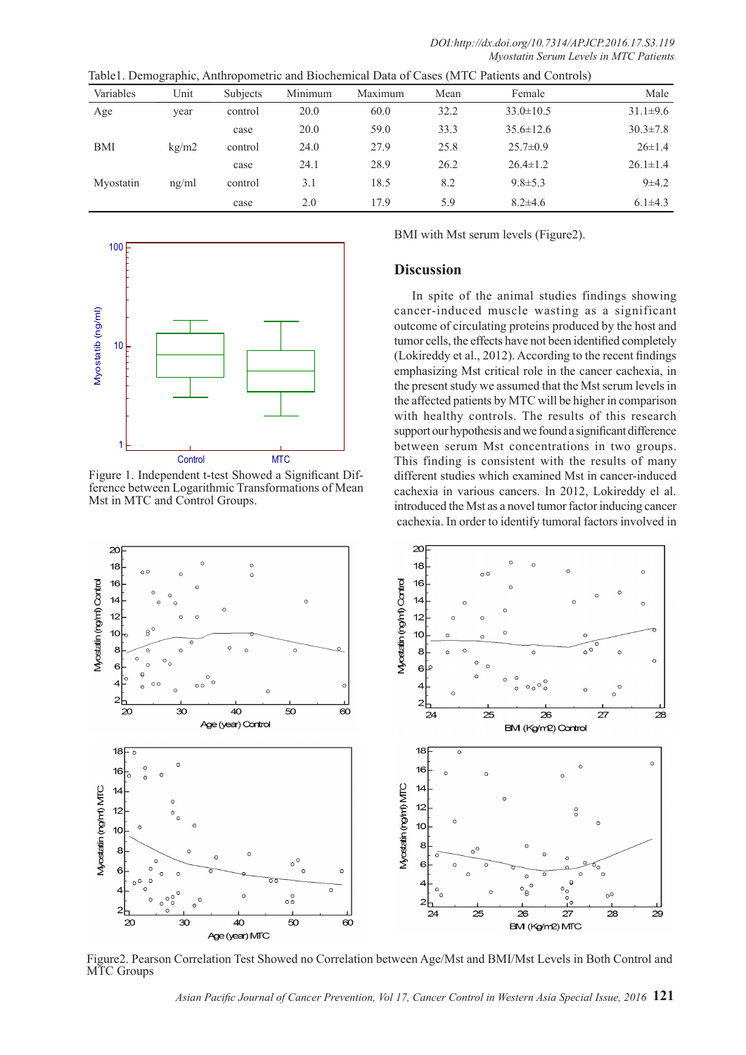Table1. Demographic, Anthropometric and Biochemical Data of Cases (MTC Patients and Controls)

| Variables | Unit | Subjects | Minimum | Maximum | Mean | Female | Male |
|---|---|---|---|---|---|---|---|
| Age | year | control | 20.0 | 60.0 | 32.2 | 33.0±10.5 | 31.1±9.6 |
| | | case | 20.0 | 59.0 | 33.3 | 35.6±12.6 | 30.3±7.8 |
| BMI | kg/m2 | control | 24.0 | 27.9 | 25.8 | 25.7±0.9 | 26±1.4 |
| | | case | 24.1 | 28.9 | 26.2 | 26.4±1.2 | 26.1±1.4 |
| Myostatin | ng/ml | control | 3.1 | 18.5 | 8.2 | 9.8±5.3 | 9±4.2 |
| | | case | 2.0 | 17.9 | 5.9 | 8.2±4.6 | 6.1±4.3 |

Figure 1. Independent t-test Showed a Significant Difference between Logarithmic Transformations of Mean Mst in MTC and Control Groups.

BMI with Mst serum levels (Figure2).

## Discussion

In spite of the animal studies findings showing cancer-induced muscle wasting as a significant outcome of circulating proteins produced by the host and tumor cells, the effects have not been identified completely (Lokireddy et al., 2012). According to the recent findings emphasizing Mst critical role in the cancer cachexia, in the present study we assumed that the Mst serum levels in the affected patients by MTC will be higher in comparison with healthy controls. The results of this research support our hypothesis and we found a significant difference between serum Mst concentrations in two groups. This finding is consistent with the results of many different studies which examined Mst in cancer-induced cachexia in various cancers. In 2012, Lokireddy el al. introduced the Mst as a novel tumor factor inducing cancer cachexia. In order to identify tumoral factors involved in

Figure2. Pearson Correlation Test Showed no Correlation between Age/Mst and BMI/Mst Levels in Both Control and MTC Groups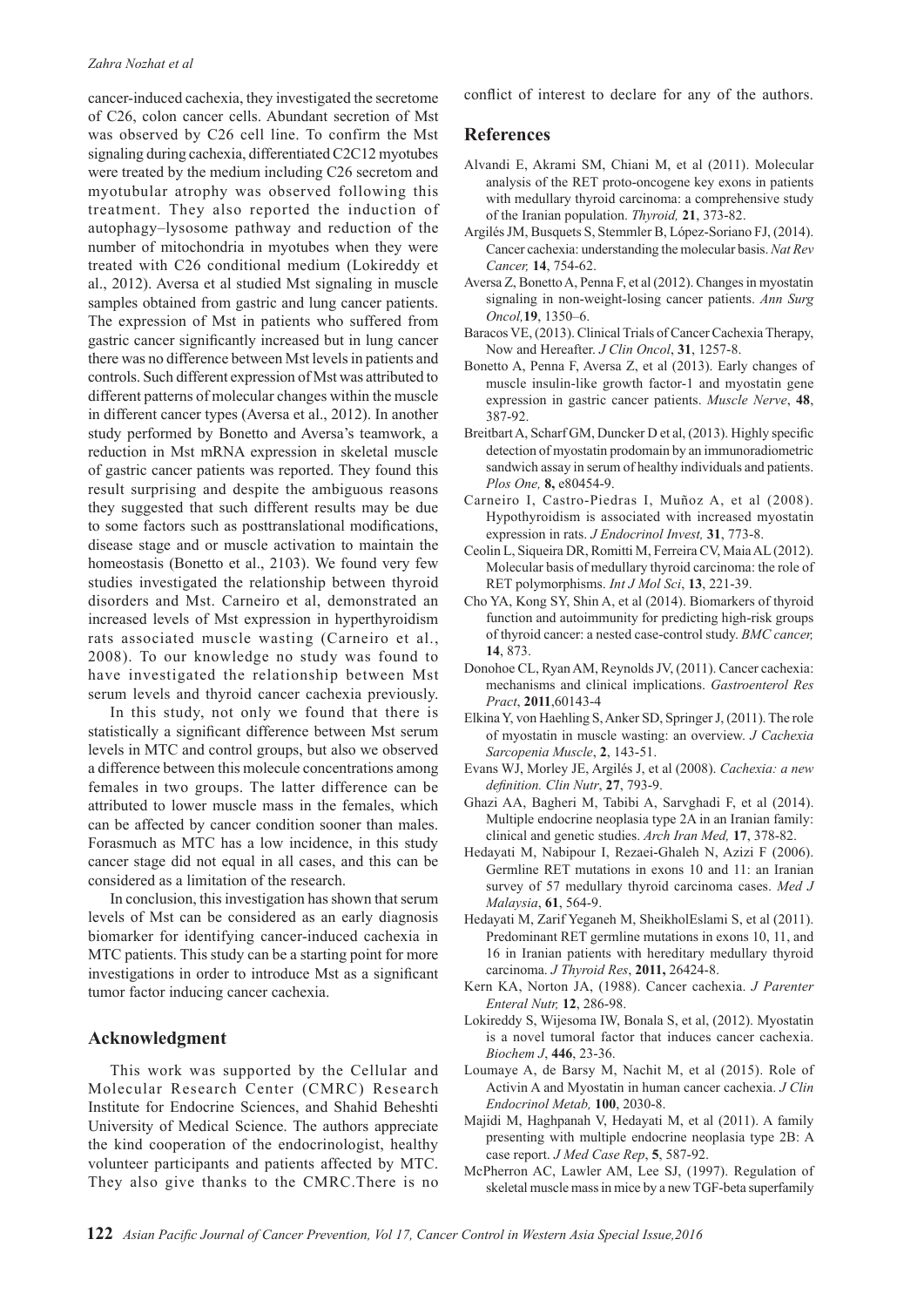cancer-induced cachexia, they investigated the secretome of C26, colon cancer cells. Abundant secretion of Mst was observed by C26 cell line. To confirm the Mst signaling during cachexia, differentiated C2C12 myotubes were treated by the medium including C26 secretom and myotubular atrophy was observed following this treatment. They also reported the induction of autophagy–lysosome pathway and reduction of the number of mitochondria in myotubes when they were treated with C26 conditional medium (Lokireddy et al., 2012). Aversa et al studied Mst signaling in muscle samples obtained from gastric and lung cancer patients. The expression of Mst in patients who suffered from gastric cancer significantly increased but in lung cancer there was no difference between Mst levels in patients and controls. Such different expression of Mst was attributed to different patterns of molecular changes within the muscle in different cancer types (Aversa et al., 2012). In another study performed by Bonetto and Aversa's teamwork, a reduction in Mst mRNA expression in skeletal muscle of gastric cancer patients was reported. They found this result surprising and despite the ambiguous reasons they suggested that such different results may be due to some factors such as posttranslational modifications, disease stage and or muscle activation to maintain the homeostasis (Bonetto et al., 2103). We found very few studies investigated the relationship between thyroid disorders and Mst. Carneiro et al, demonstrated an increased levels of Mst expression in hyperthyroidism rats associated muscle wasting (Carneiro et al., 2008). To our knowledge no study was found to have investigated the relationship between Mst serum levels and thyroid cancer cachexia previously.

In this study, not only we found that there is statistically a significant difference between Mst serum levels in MTC and control groups, but also we observed a difference between this molecule concentrations among females in two groups. The latter difference can be attributed to lower muscle mass in the females, which can be affected by cancer condition sooner than males. Forasmuch as MTC has a low incidence, in this study cancer stage did not equal in all cases, and this can be considered as a limitation of the research.

In conclusion, this investigation has shown that serum levels of Mst can be considered as an early diagnosis biomarker for identifying cancer-induced cachexia in MTC patients. This study can be a starting point for more investigations in order to introduce Mst as a significant tumor factor inducing cancer cachexia.

## Acknowledgment

This work was supported by the Cellular and Molecular Research Center (CMRC) Research Institute for Endocrine Sciences, and Shahid Beheshti University of Medical Science. The authors appreciate the kind cooperation of the endocrinologist, healthy volunteer participants and patients affected by MTC. They also give thanks to the CMRC.There is no conflict of interest to declare for any of the authors.

## References

Alvandi E, Akrami SM, Chiani M, et al (2011). Molecular analysis of the RET proto-oncogene key exons in patients with medullary thyroid carcinoma: a comprehensive study of the Iranian population. *Thyroid,* **21**, 373-82.

Argilés JM, Busquets S, Stemmler B, López-Soriano FJ, (2014). Cancer cachexia: understanding the molecular basis. *Nat Rev Cancer,* **14**, 754-62.

Aversa Z, Bonetto A, Penna F, et al (2012). Changes in myostatin signaling in non-weight-losing cancer patients. *Ann Surg Oncol,* **19**, 1350–6.

Baracos VE, (2013). Clinical Trials of Cancer Cachexia Therapy, Now and Hereafter. *J Clin Oncol*, **31**, 1257-8.

Bonetto A, Penna F, Aversa Z, et al (2013). Early changes of muscle insulin-like growth factor-1 and myostatin gene expression in gastric cancer patients. *Muscle Nerve*, **48**, 387-92.

Breitbart A, Scharf GM, Duncker D et al, (2013). Highly specific detection of myostatin prodomain by an immunoradiometric sandwich assay in serum of healthy individuals and patients. *Plos One,* **8,** e80454-9.

Carneiro I, Castro-Piedras I, Muñoz A, et al (2008). Hypothyroidism is associated with increased myostatin expression in rats. *J Endocrinol Invest,* **31**, 773-8.

Ceolin L, Siqueira DR, Romitti M, Ferreira CV, Maia AL (2012). Molecular basis of medullary thyroid carcinoma: the role of RET polymorphisms. *Int J Mol Sci*, **13**, 221-39.

Cho YA, Kong SY, Shin A, et al (2014). Biomarkers of thyroid function and autoimmunity for predicting high-risk groups of thyroid cancer: a nested case-control study. *BMC cancer,* **14**, 873.

Donohoe CL, Ryan AM, Reynolds JV, (2011). Cancer cachexia: mechanisms and clinical implications. *Gastroenterol Res Pract*, **2011**,60143-4

Elkina Y, von Haehling S, Anker SD, Springer J, (2011). The role of myostatin in muscle wasting: an overview. *J Cachexia Sarcopenia Muscle*, **2**, 143-51.

Evans WJ, Morley JE, Argilés J, et al (2008). *Cachexia: a new definition. Clin Nutr*, **27**, 793-9.

Ghazi AA, Bagheri M, Tabibi A, Sarvghadi F, et al (2014). Multiple endocrine neoplasia type 2A in an Iranian family: clinical and genetic studies. *Arch Iran Med,* **17**, 378-82.

Hedayati M, Nabipour I, Rezaei-Ghaleh N, Azizi F (2006). Germline RET mutations in exons 10 and 11: an Iranian survey of 57 medullary thyroid carcinoma cases. *Med J Malaysia*, **61**, 564-9.

Hedayati M, Zarif Yeganeh M, SheikholEslami S, et al (2011). Predominant RET germline mutations in exons 10, 11, and 16 in Iranian patients with hereditary medullary thyroid carcinoma. *J Thyroid Res*, **2011,** 26424-8.

Kern KA, Norton JA, (1988). Cancer cachexia. *J Parenter Enteral Nutr,* **12**, 286-98.

Lokireddy S, Wijesoma IW, Bonala S, et al, (2012). Myostatin is a novel tumoral factor that induces cancer cachexia. *Biochem J*, **446**, 23-36.

Loumaye A, de Barsy M, Nachit M, et al (2015). Role of Activin A and Myostatin in human cancer cachexia. *J Clin Endocrinol Metab,* **100**, 2030-8.

Majidi M, Haghpanah V, Hedayati M, et al (2011). A family presenting with multiple endocrine neoplasia type 2B: A case report. *J Med Case Rep*, **5**, 587-92.

McPherron AC, Lawler AM, Lee SJ, (1997). Regulation of skeletal muscle mass in mice by a new TGF-beta superfamily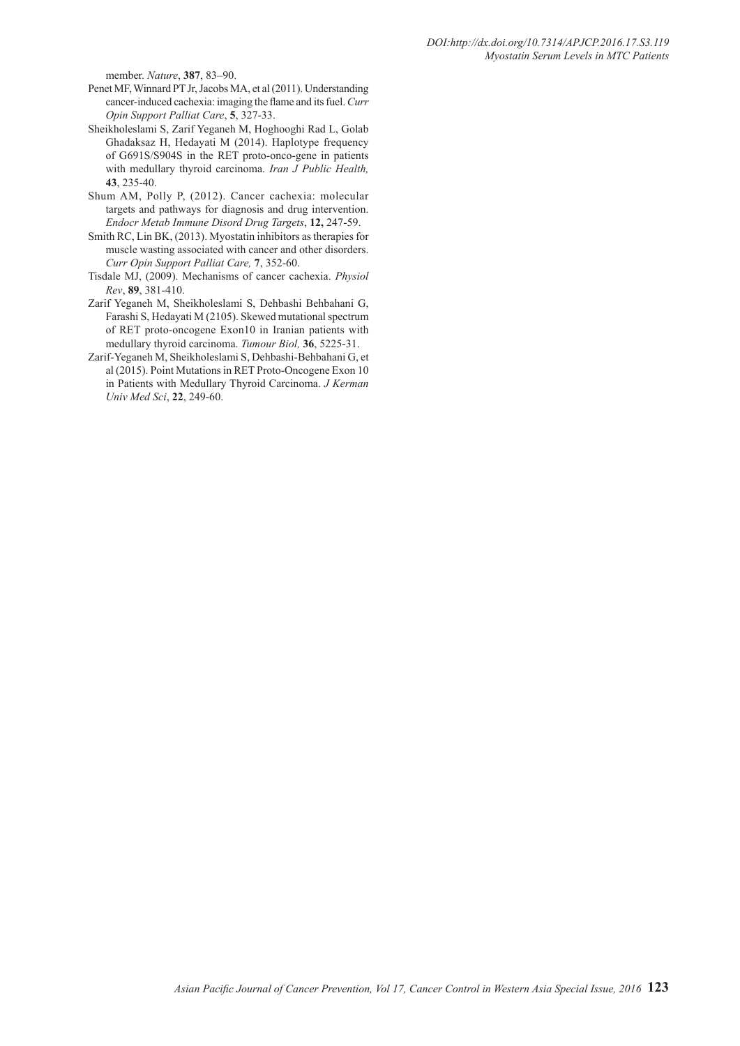member. *Nature*, **387**, 83–90.

Penet MF, Winnard PT Jr, Jacobs MA, et al (2011). Understanding cancer-induced cachexia: imaging the flame and its fuel. *Curr Opin Support Palliat Care*, **5**, 327-33.

Sheikholeslami S, Zarif Yeganeh M, Hoghooghi Rad L, Golab Ghadaksaz H, Hedayati M (2014). Haplotype frequency of G691S/S904S in the RET proto-onco-gene in patients with medullary thyroid carcinoma. *Iran J Public Health,* **43**, 235-40.

Shum AM, Polly P, (2012). Cancer cachexia: molecular targets and pathways for diagnosis and drug intervention. *Endocr Metab Immune Disord Drug Targets*, **12,** 247-59.

Smith RC, Lin BK, (2013). Myostatin inhibitors as therapies for muscle wasting associated with cancer and other disorders. *Curr Opin Support Palliat Care,* **7**, 352-60.

Tisdale MJ, (2009). Mechanisms of cancer cachexia. *Physiol Rev*, **89**, 381-410.

Zarif Yeganeh M, Sheikholeslami S, Dehbashi Behbahani G, Farashi S, Hedayati M (2105). Skewed mutational spectrum of RET proto-oncogene Exon10 in Iranian patients with medullary thyroid carcinoma. *Tumour Biol,* **36**, 5225-31.

Zarif-Yeganeh M, Sheikholeslami S, Dehbashi-Behbahani G, et al (2015). Point Mutations in RET Proto-Oncogene Exon 10 in Patients with Medullary Thyroid Carcinoma. *J Kerman Univ Med Sci*, **22**, 249-60.